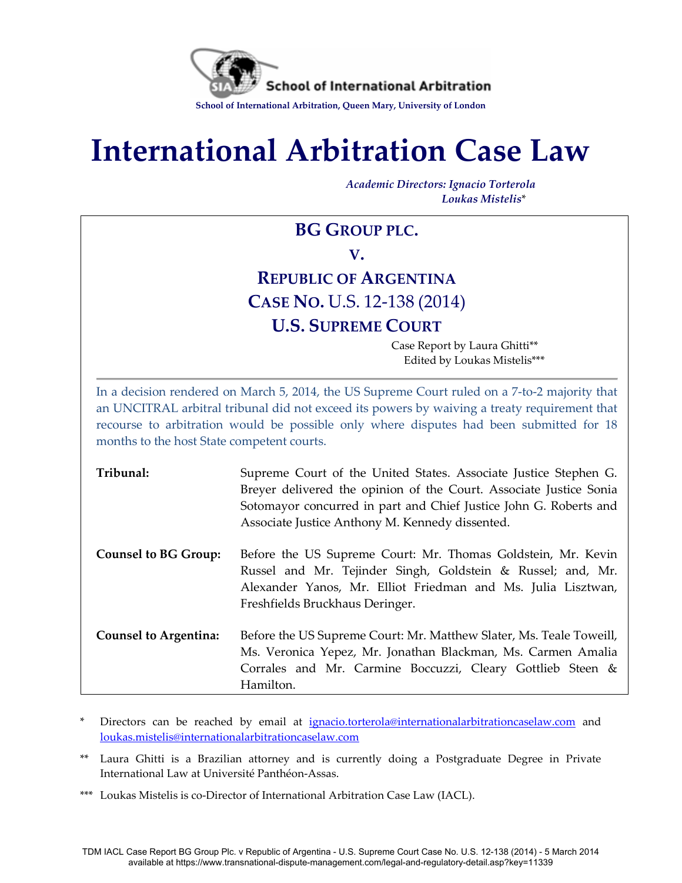School of International Arbitration

School of International Arbitration, Queen Mary, University of London

# International Arbitration Case Law

*Academic Directors: Ignacio Torterola*
*Loukas Mistelis**

## BG GROUP PLC.

## V.

## REPUBLIC OF ARGENTINA

## CASE NO. U.S. 12-138 (2014)

## U.S. SUPREME COURT

Case Report by Laura Ghitti**
Edited by Loukas Mistelis***

---

In a decision rendered on March 5, 2014, the US Supreme Court ruled on a 7-to-2 majority that an UNCITRAL arbitral tribunal did not exceed its powers by waiving a treaty requirement that recourse to arbitration would be possible only where disputes had been submitted for 18 months to the host State competent courts.

| | |
|---|---|
| **Tribunal:** | Supreme Court of the United States. Associate Justice Stephen G. Breyer delivered the opinion of the Court. Associate Justice Sonia Sotomayor concurred in part and Chief Justice John G. Roberts and Associate Justice Anthony M. Kennedy dissented. |
| **Counsel to BG Group:** | Before the US Supreme Court: Mr. Thomas Goldstein, Mr. Kevin Russel and Mr. Tejinder Singh, Goldstein & Russel; and, Mr. Alexander Yanos, Mr. Elliot Friedman and Ms. Julia Lisztwan, Freshfields Bruckhaus Deringer. |
| **Counsel to Argentina:** | Before the US Supreme Court: Mr. Matthew Slater, Ms. Teale Toweill, Ms. Veronica Yepez, Mr. Jonathan Blackman, Ms. Carmen Amalia Corrales and Mr. Carmine Boccuzzi, Cleary Gottlieb Steen & Hamilton. |

\* Directors can be reached by email at ignacio.torterola@internationalarbitrationcaselaw.com and loukas.mistelis@internationalarbitrationcaselaw.com

\** Laura Ghitti is a Brazilian attorney and is currently doing a Postgraduate Degree in Private International Law at Université Panthéon-Assas.

\*** Loukas Mistelis is co-Director of International Arbitration Case Law (IACL).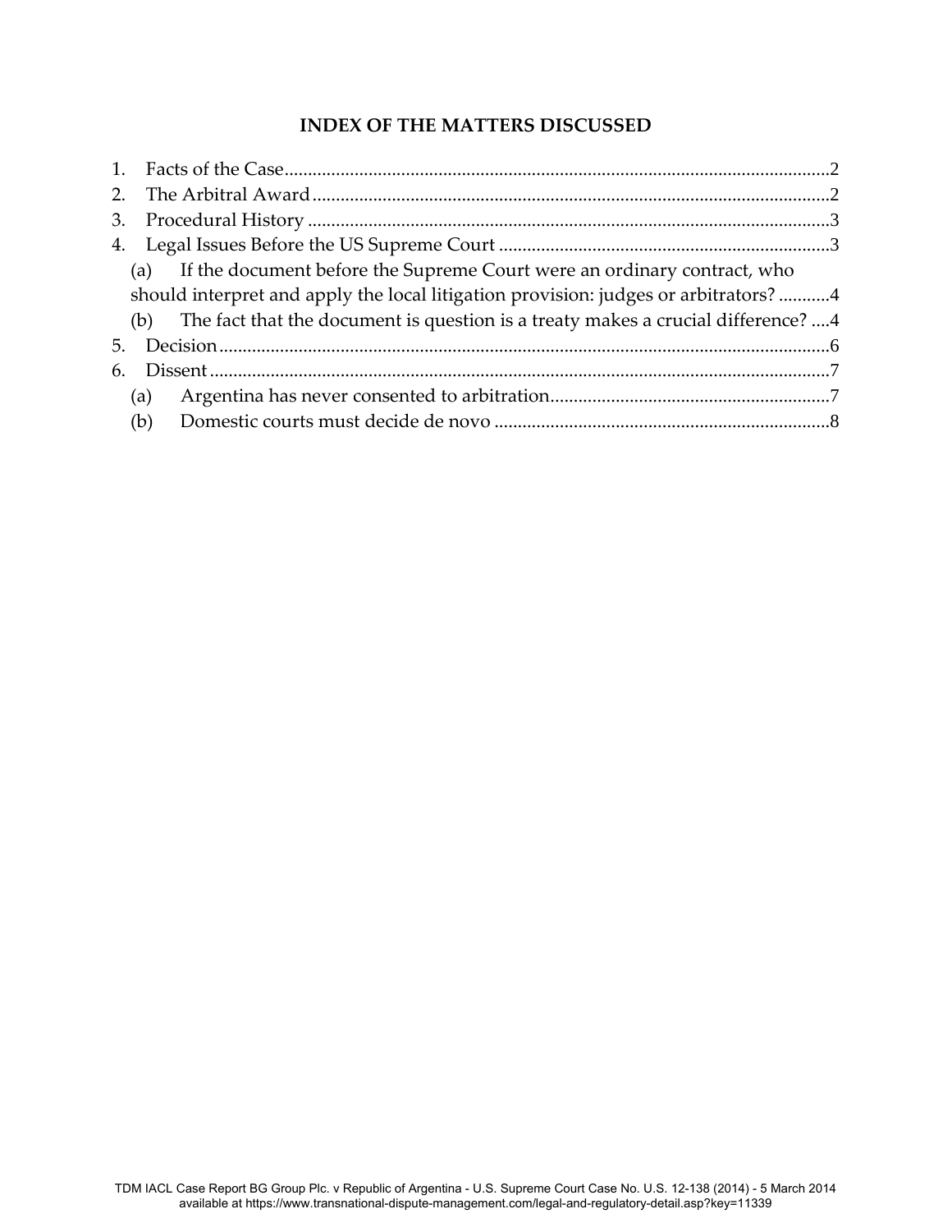**INDEX OF THE MATTERS DISCUSSED**

1. Facts of the Case ........................................................................................................2
2. The Arbitral Award ....................................................................................................2
3. Procedural History ......................................................................................................3
4. Legal Issues Before the US Supreme Court ..............................................................3
   - (a) If the document before the Supreme Court were an ordinary contract, who should interpret and apply the local litigation provision: judges or arbitrators? ...........4
   - (b) The fact that the document is question is a treaty makes a crucial difference? ....4
5. Decision .........................................................................................................................6
6. Dissent ...........................................................................................................................7
   - (a) Argentina has never consented to arbitration.........................................................7
   - (b) Domestic courts must decide de novo .....................................................................8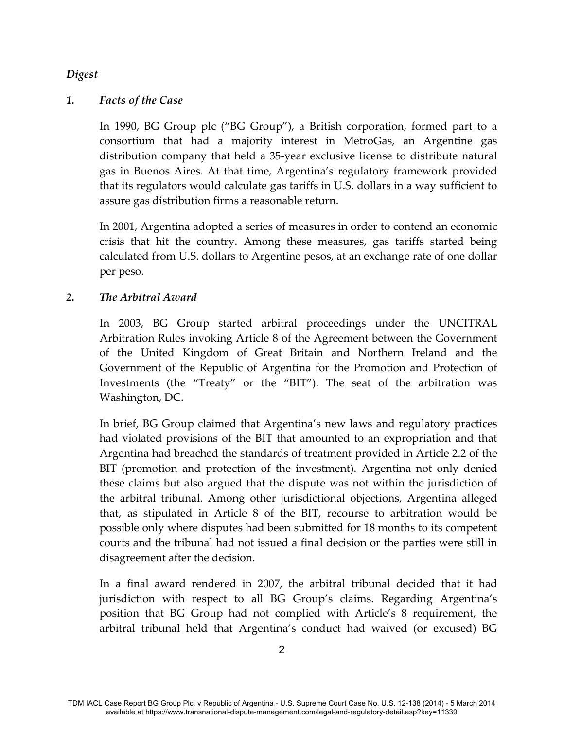*Digest*

*1. Facts of the Case*

In 1990, BG Group plc ("BG Group"), a British corporation, formed part to a consortium that had a majority interest in MetroGas, an Argentine gas distribution company that held a 35-year exclusive license to distribute natural gas in Buenos Aires. At that time, Argentina's regulatory framework provided that its regulators would calculate gas tariffs in U.S. dollars in a way sufficient to assure gas distribution firms a reasonable return.

In 2001, Argentina adopted a series of measures in order to contend an economic crisis that hit the country. Among these measures, gas tariffs started being calculated from U.S. dollars to Argentine pesos, at an exchange rate of one dollar per peso.

*2. The Arbitral Award*

In 2003, BG Group started arbitral proceedings under the UNCITRAL Arbitration Rules invoking Article 8 of the Agreement between the Government of the United Kingdom of Great Britain and Northern Ireland and the Government of the Republic of Argentina for the Promotion and Protection of Investments (the "Treaty" or the "BIT"). The seat of the arbitration was Washington, DC.

In brief, BG Group claimed that Argentina's new laws and regulatory practices had violated provisions of the BIT that amounted to an expropriation and that Argentina had breached the standards of treatment provided in Article 2.2 of the BIT (promotion and protection of the investment). Argentina not only denied these claims but also argued that the dispute was not within the jurisdiction of the arbitral tribunal. Among other jurisdictional objections, Argentina alleged that, as stipulated in Article 8 of the BIT, recourse to arbitration would be possible only where disputes had been submitted for 18 months to its competent courts and the tribunal had not issued a final decision or the parties were still in disagreement after the decision.

In a final award rendered in 2007, the arbitral tribunal decided that it had jurisdiction with respect to all BG Group's claims. Regarding Argentina's position that BG Group had not complied with Article's 8 requirement, the arbitral tribunal held that Argentina's conduct had waived (or excused) BG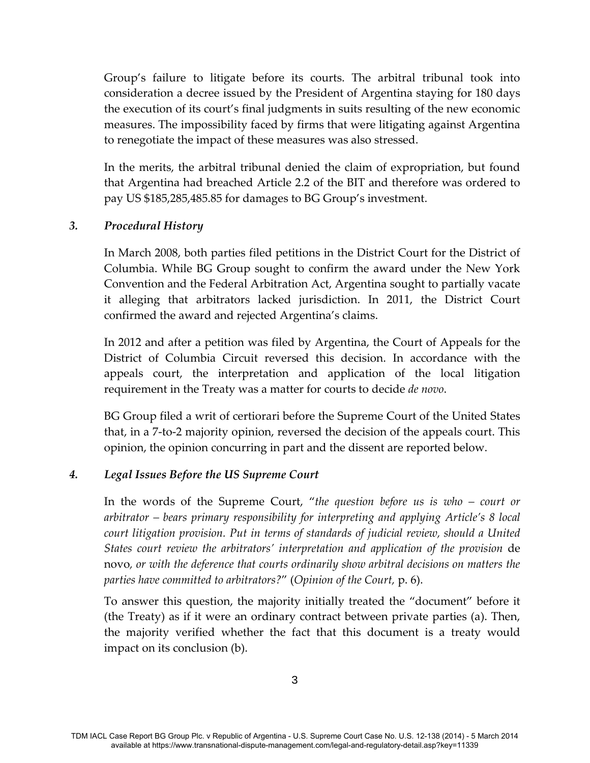Group's failure to litigate before its courts. The arbitral tribunal took into consideration a decree issued by the President of Argentina staying for 180 days the execution of its court's final judgments in suits resulting of the new economic measures. The impossibility faced by firms that were litigating against Argentina to renegotiate the impact of these measures was also stressed.

In the merits, the arbitral tribunal denied the claim of expropriation, but found that Argentina had breached Article 2.2 of the BIT and therefore was ordered to pay US $185,285,485.85 for damages to BG Group's investment.

### *3. Procedural History*

In March 2008, both parties filed petitions in the District Court for the District of Columbia. While BG Group sought to confirm the award under the New York Convention and the Federal Arbitration Act, Argentina sought to partially vacate it alleging that arbitrators lacked jurisdiction. In 2011, the District Court confirmed the award and rejected Argentina's claims.

In 2012 and after a petition was filed by Argentina, the Court of Appeals for the District of Columbia Circuit reversed this decision. In accordance with the appeals court, the interpretation and application of the local litigation requirement in the Treaty was a matter for courts to decide *de novo*.

BG Group filed a writ of certiorari before the Supreme Court of the United States that, in a 7-to-2 majority opinion, reversed the decision of the appeals court. This opinion, the opinion concurring in part and the dissent are reported below.

### *4. Legal Issues Before the US Supreme Court*

In the words of the Supreme Court, "*the question before us is who – court or arbitrator – bears primary responsibility for interpreting and applying Article's 8 local court litigation provision. Put in terms of standards of judicial review, should a United States court review the arbitrators' interpretation and application of the provision* de novo*, or with the deference that courts ordinarily show arbitral decisions on matters the parties have committed to arbitrators?*" (*Opinion of the Court,* p. 6).

To answer this question, the majority initially treated the "document" before it (the Treaty) as if it were an ordinary contract between private parties (a). Then, the majority verified whether the fact that this document is a treaty would impact on its conclusion (b).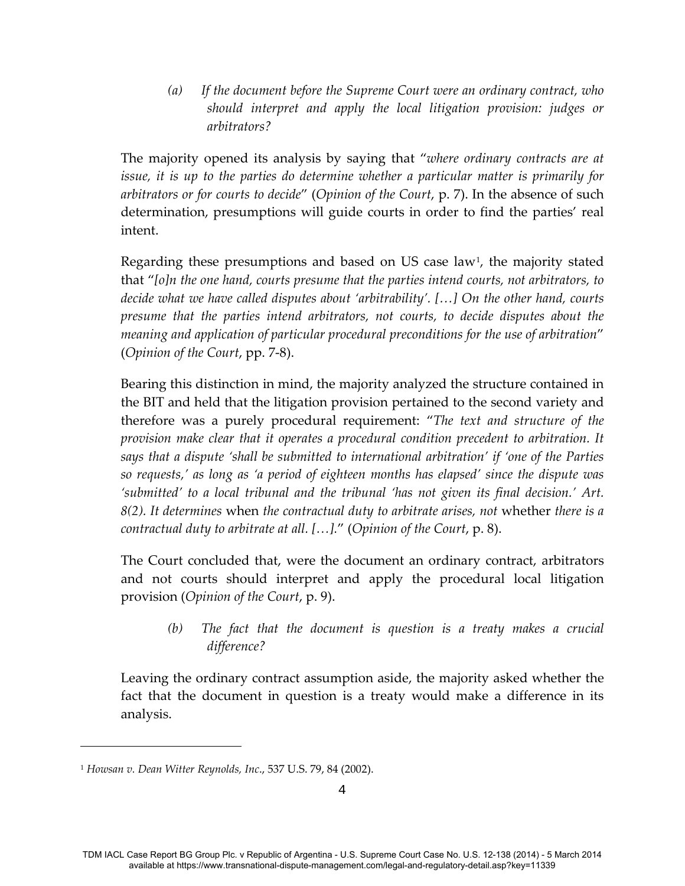*(a) If the document before the Supreme Court were an ordinary contract, who should interpret and apply the local litigation provision: judges or arbitrators?*

The majority opened its analysis by saying that "*where ordinary contracts are at issue, it is up to the parties do determine whether a particular matter is primarily for arbitrators or for courts to decide*" (*Opinion of the Court*, p. 7). In the absence of such determination, presumptions will guide courts in order to find the parties' real intent.

Regarding these presumptions and based on US case law[1], the majority stated that "*[o]n the one hand, courts presume that the parties intend courts, not arbitrators, to decide what we have called disputes about 'arbitrability'. […] On the other hand, courts presume that the parties intend arbitrators, not courts, to decide disputes about the meaning and application of particular procedural preconditions for the use of arbitration*" (*Opinion of the Court*, pp. 7-8).

Bearing this distinction in mind, the majority analyzed the structure contained in the BIT and held that the litigation provision pertained to the second variety and therefore was a purely procedural requirement: "*The text and structure of the provision make clear that it operates a procedural condition precedent to arbitration. It says that a dispute 'shall be submitted to international arbitration' if 'one of the Parties so requests,' as long as 'a period of eighteen months has elapsed' since the dispute was 'submitted' to a local tribunal and the tribunal 'has not given its final decision.' Art. 8(2). It determines* when *the contractual duty to arbitrate arises, not* whether *there is a contractual duty to arbitrate at all. […].*" (*Opinion of the Court*, p. 8).

The Court concluded that, were the document an ordinary contract, arbitrators and not courts should interpret and apply the procedural local litigation provision (*Opinion of the Court*, p. 9).

*(b) The fact that the document is question is a treaty makes a crucial difference?*

Leaving the ordinary contract assumption aside, the majority asked whether the fact that the document in question is a treaty would make a difference in its analysis.

[1] *Howsan v. Dean Witter Reynolds, Inc.*, 537 U.S. 79, 84 (2002).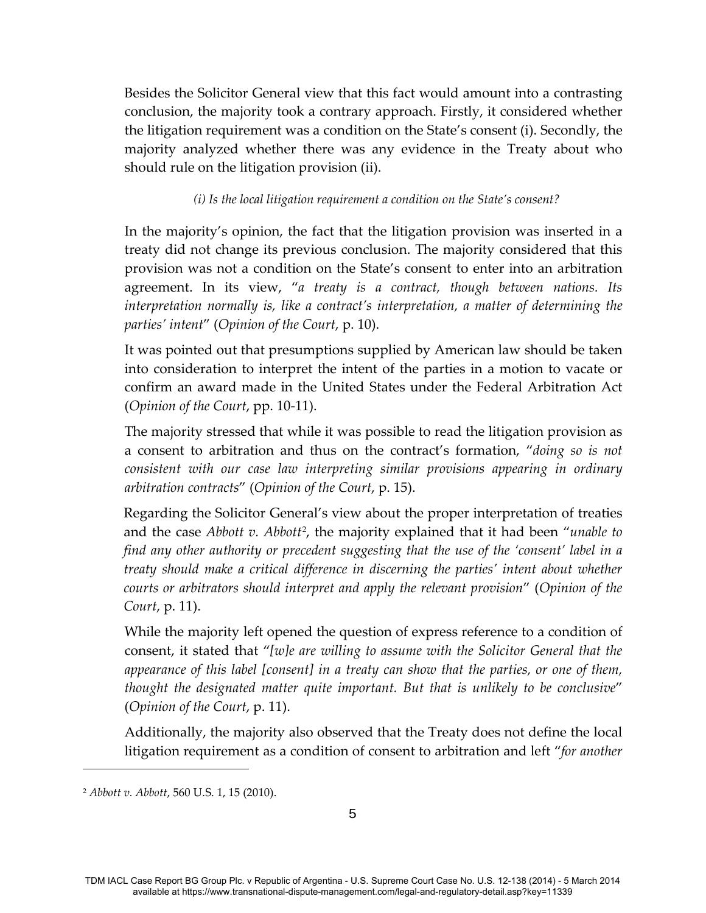Besides the Solicitor General view that this fact would amount into a contrasting conclusion, the majority took a contrary approach. Firstly, it considered whether the litigation requirement was a condition on the State's consent (i). Secondly, the majority analyzed whether there was any evidence in the Treaty about who should rule on the litigation provision (ii).

*(i) Is the local litigation requirement a condition on the State's consent?*

In the majority's opinion, the fact that the litigation provision was inserted in a treaty did not change its previous conclusion. The majority considered that this provision was not a condition on the State's consent to enter into an arbitration agreement. In its view, "*a treaty is a contract, though between nations. Its interpretation normally is, like a contract's interpretation, a matter of determining the parties' intent*" (*Opinion of the Court*, p. 10).

It was pointed out that presumptions supplied by American law should be taken into consideration to interpret the intent of the parties in a motion to vacate or confirm an award made in the United States under the Federal Arbitration Act (*Opinion of the Court*, pp. 10-11).

The majority stressed that while it was possible to read the litigation provision as a consent to arbitration and thus on the contract's formation, "*doing so is not consistent with our case law interpreting similar provisions appearing in ordinary arbitration contracts*" (*Opinion of the Court*, p. 15).

Regarding the Solicitor General's view about the proper interpretation of treaties and the case *Abbott v. Abbott*[2], the majority explained that it had been "*unable to find any other authority or precedent suggesting that the use of the 'consent' label in a treaty should make a critical difference in discerning the parties' intent about whether courts or arbitrators should interpret and apply the relevant provision*" (*Opinion of the Court*, p. 11).

While the majority left opened the question of express reference to a condition of consent, it stated that "*[w]e are willing to assume with the Solicitor General that the appearance of this label [consent] in a treaty can show that the parties, or one of them, thought the designated matter quite important. But that is unlikely to be conclusive*" (*Opinion of the Court*, p. 11).

Additionally, the majority also observed that the Treaty does not define the local litigation requirement as a condition of consent to arbitration and left "*for another*

---

[2] *Abbott v. Abbott*, 560 U.S. 1, 15 (2010).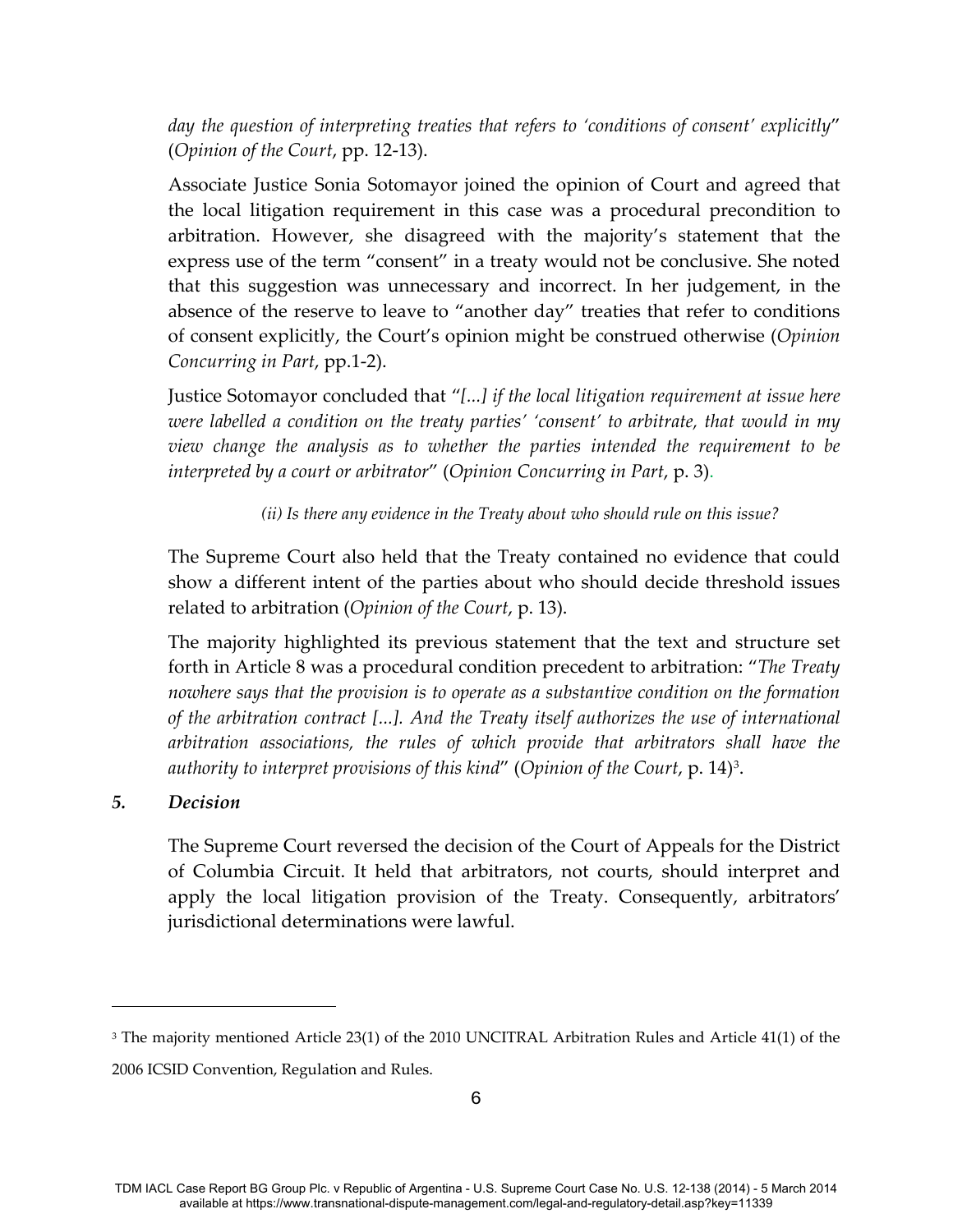*day the question of interpreting treaties that refers to 'conditions of consent' explicitly*" (*Opinion of the Court*, pp. 12-13).

Associate Justice Sonia Sotomayor joined the opinion of Court and agreed that the local litigation requirement in this case was a procedural precondition to arbitration. However, she disagreed with the majority's statement that the express use of the term "consent" in a treaty would not be conclusive. She noted that this suggestion was unnecessary and incorrect. In her judgement, in the absence of the reserve to leave to "another day" treaties that refer to conditions of consent explicitly, the Court's opinion might be construed otherwise (*Opinion Concurring in Part*, pp.1-2).

Justice Sotomayor concluded that "*[...] if the local litigation requirement at issue here were labelled a condition on the treaty parties' 'consent' to arbitrate, that would in my view change the analysis as to whether the parties intended the requirement to be interpreted by a court or arbitrator*" (*Opinion Concurring in Part*, p. 3).

*(ii) Is there any evidence in the Treaty about who should rule on this issue?*

The Supreme Court also held that the Treaty contained no evidence that could show a different intent of the parties about who should decide threshold issues related to arbitration (*Opinion of the Court*, p. 13).

The majority highlighted its previous statement that the text and structure set forth in Article 8 was a procedural condition precedent to arbitration: "*The Treaty nowhere says that the provision is to operate as a substantive condition on the formation of the arbitration contract [...]. And the Treaty itself authorizes the use of international arbitration associations, the rules of which provide that arbitrators shall have the authority to interpret provisions of this kind*" (*Opinion of the Court*, p. 14)[3].

### *5. Decision*

The Supreme Court reversed the decision of the Court of Appeals for the District of Columbia Circuit. It held that arbitrators, not courts, should interpret and apply the local litigation provision of the Treaty. Consequently, arbitrators' jurisdictional determinations were lawful.

---

[3] The majority mentioned Article 23(1) of the 2010 UNCITRAL Arbitration Rules and Article 41(1) of the 2006 ICSID Convention, Regulation and Rules.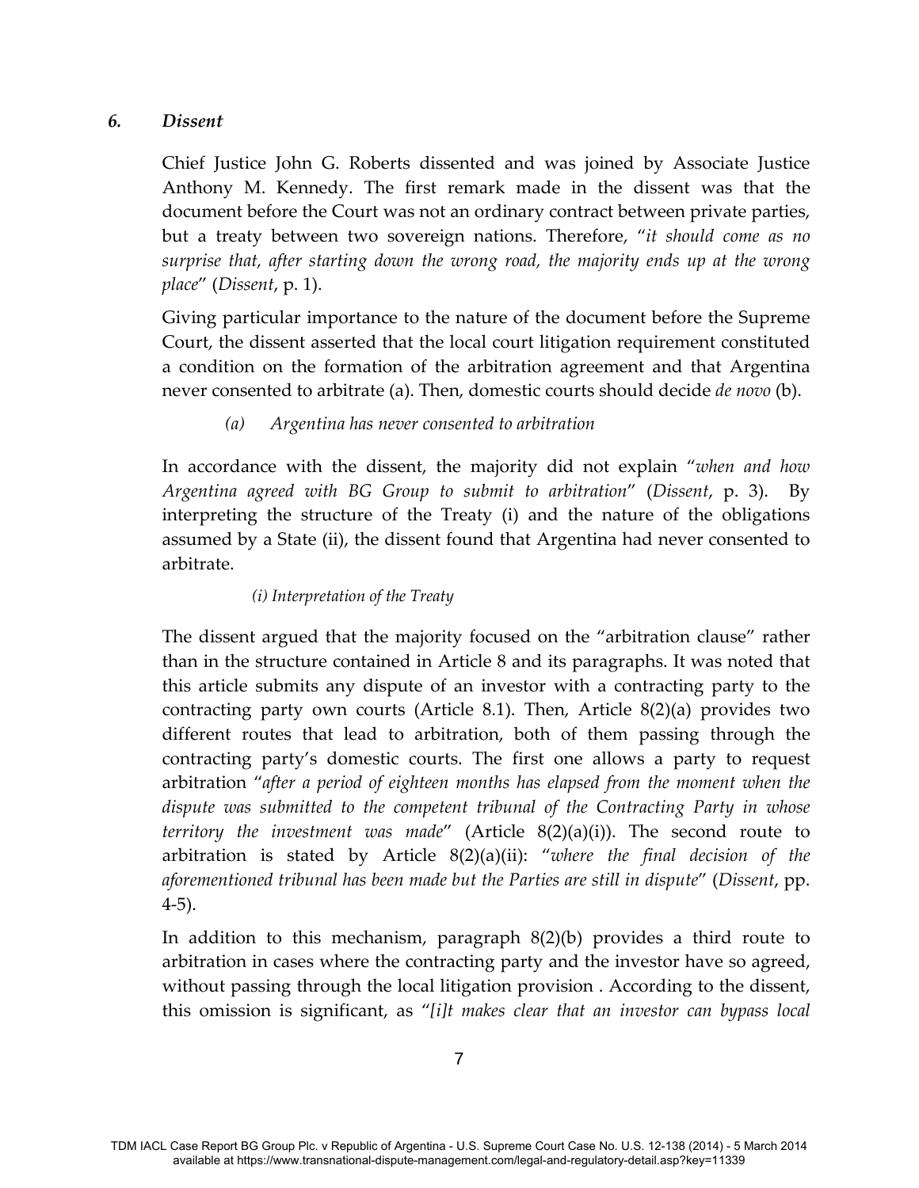### 6. *Dissent*

Chief Justice John G. Roberts dissented and was joined by Associate Justice Anthony M. Kennedy. The first remark made in the dissent was that the document before the Court was not an ordinary contract between private parties, but a treaty between two sovereign nations. Therefore, "*it should come as no surprise that, after starting down the wrong road, the majority ends up at the wrong place*" (*Dissent*, p. 1).

Giving particular importance to the nature of the document before the Supreme Court, the dissent asserted that the local court litigation requirement constituted a condition on the formation of the arbitration agreement and that Argentina never consented to arbitrate (a). Then, domestic courts should decide *de novo* (b).

#### *(a) Argentina has never consented to arbitration*

In accordance with the dissent, the majority did not explain "*when and how Argentina agreed with BG Group to submit to arbitration*" (*Dissent*, p. 3). By interpreting the structure of the Treaty (i) and the nature of the obligations assumed by a State (ii), the dissent found that Argentina had never consented to arbitrate.

##### *(i) Interpretation of the Treaty*

The dissent argued that the majority focused on the "arbitration clause" rather than in the structure contained in Article 8 and its paragraphs. It was noted that this article submits any dispute of an investor with a contracting party to the contracting party own courts (Article 8.1). Then, Article 8(2)(a) provides two different routes that lead to arbitration, both of them passing through the contracting party's domestic courts. The first one allows a party to request arbitration "*after a period of eighteen months has elapsed from the moment when the dispute was submitted to the competent tribunal of the Contracting Party in whose territory the investment was made*" (Article 8(2)(a)(i)). The second route to arbitration is stated by Article 8(2)(a)(ii): "*where the final decision of the aforementioned tribunal has been made but the Parties are still in dispute*" (*Dissent*, pp. 4-5).

In addition to this mechanism, paragraph 8(2)(b) provides a third route to arbitration in cases where the contracting party and the investor have so agreed, without passing through the local litigation provision . According to the dissent, this omission is significant, as "*[i]t makes clear that an investor can bypass local*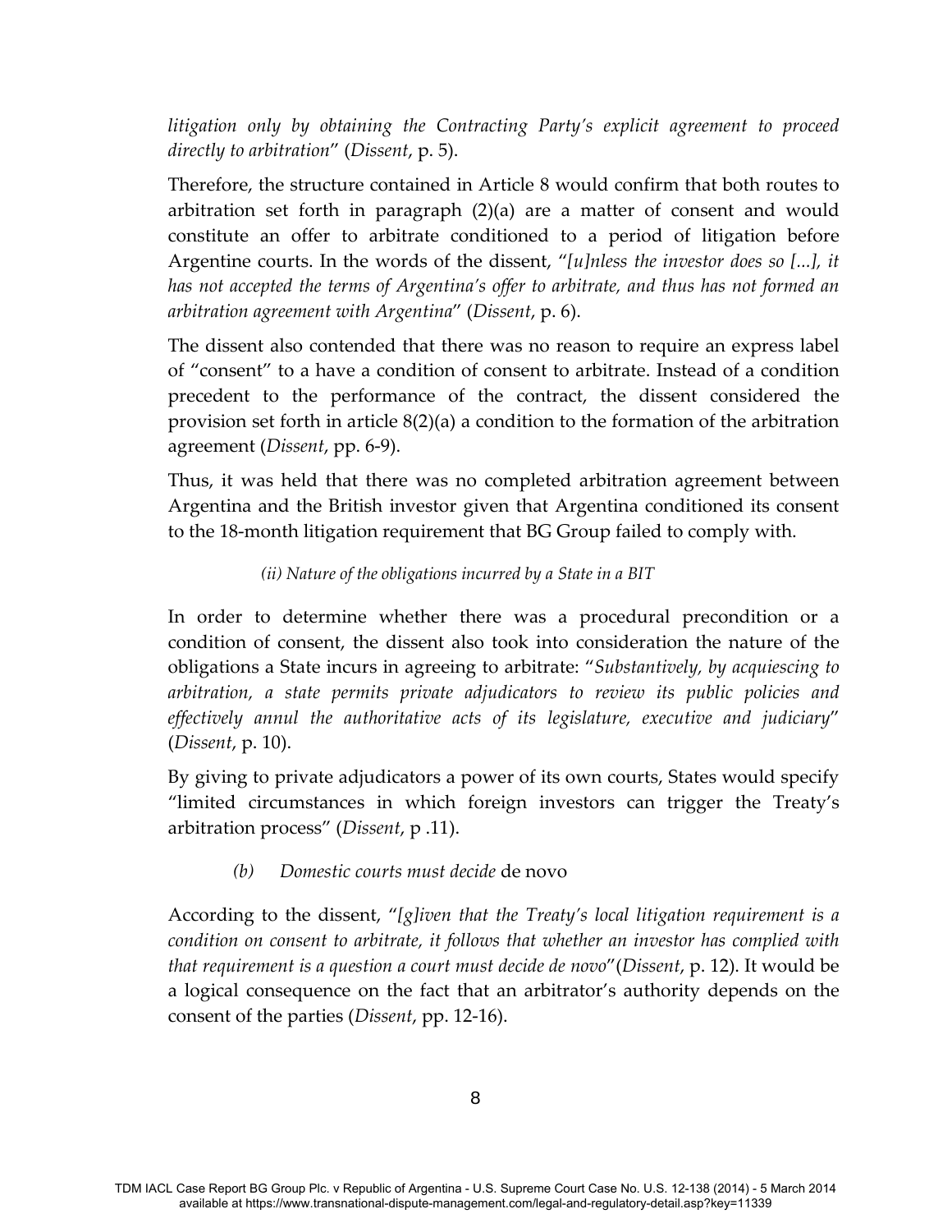*litigation only by obtaining the Contracting Party's explicit agreement to proceed directly to arbitration*" (*Dissent*, p. 5).

Therefore, the structure contained in Article 8 would confirm that both routes to arbitration set forth in paragraph (2)(a) are a matter of consent and would constitute an offer to arbitrate conditioned to a period of litigation before Argentine courts. In the words of the dissent, "*[u]nless the investor does so [...], it has not accepted the terms of Argentina's offer to arbitrate, and thus has not formed an arbitration agreement with Argentina*" (*Dissent*, p. 6).

The dissent also contended that there was no reason to require an express label of "consent" to a have a condition of consent to arbitrate. Instead of a condition precedent to the performance of the contract, the dissent considered the provision set forth in article 8(2)(a) a condition to the formation of the arbitration agreement (*Dissent*, pp. 6-9).

Thus, it was held that there was no completed arbitration agreement between Argentina and the British investor given that Argentina conditioned its consent to the 18-month litigation requirement that BG Group failed to comply with.

*(ii) Nature of the obligations incurred by a State in a BIT*

In order to determine whether there was a procedural precondition or a condition of consent, the dissent also took into consideration the nature of the obligations a State incurs in agreeing to arbitrate: "*Substantively, by acquiescing to arbitration, a state permits private adjudicators to review its public policies and effectively annul the authoritative acts of its legislature, executive and judiciary*" (*Dissent*, p. 10).

By giving to private adjudicators a power of its own courts, States would specify "limited circumstances in which foreign investors can trigger the Treaty's arbitration process" (*Dissent*, p .11).

*(b) Domestic courts must decide* de novo

According to the dissent, "*[g]iven that the Treaty's local litigation requirement is a condition on consent to arbitrate, it follows that whether an investor has complied with that requirement is a question a court must decide de novo*"(*Dissent*, p. 12). It would be a logical consequence on the fact that an arbitrator's authority depends on the consent of the parties (*Dissent*, pp. 12-16).